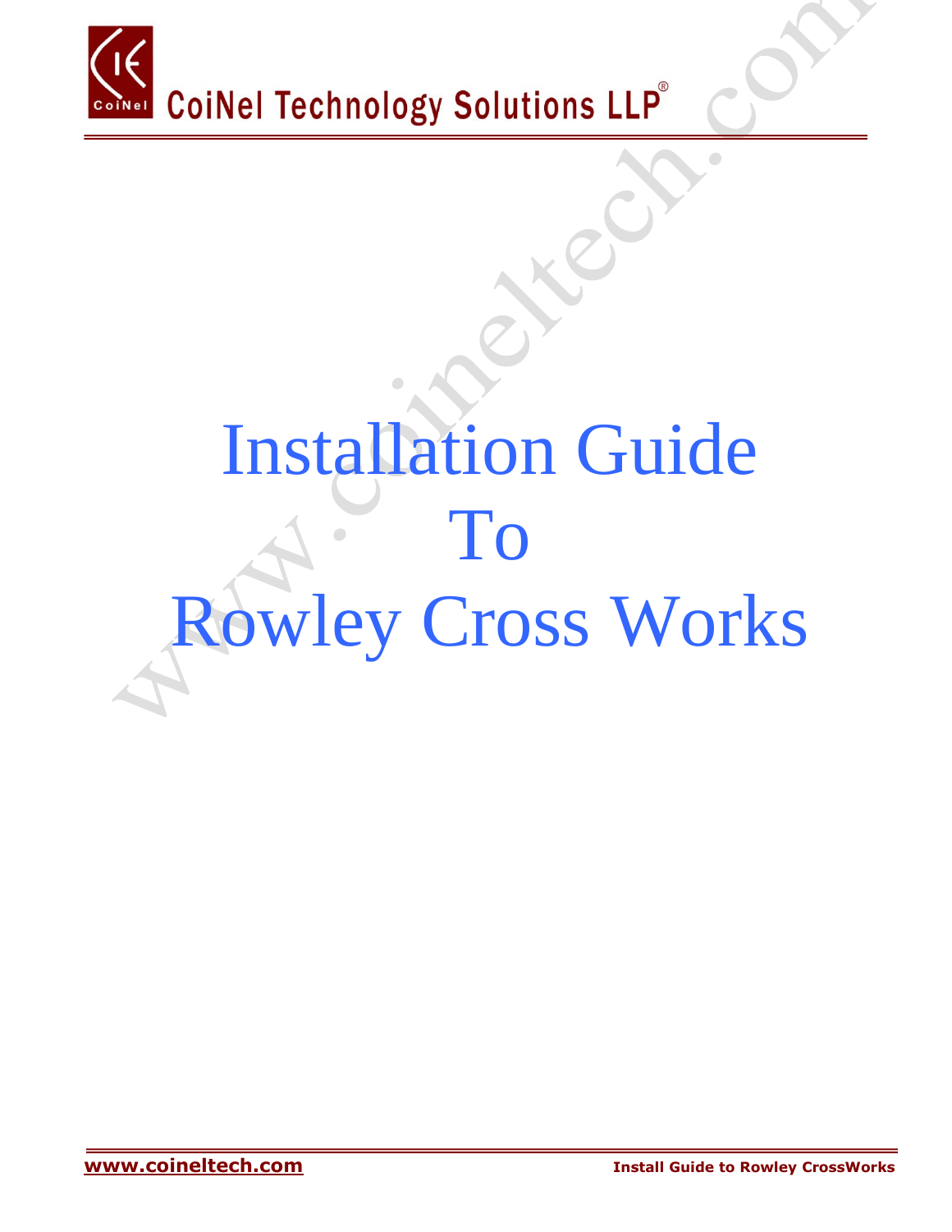# Installation Guide
# To
# Rowley Cross Works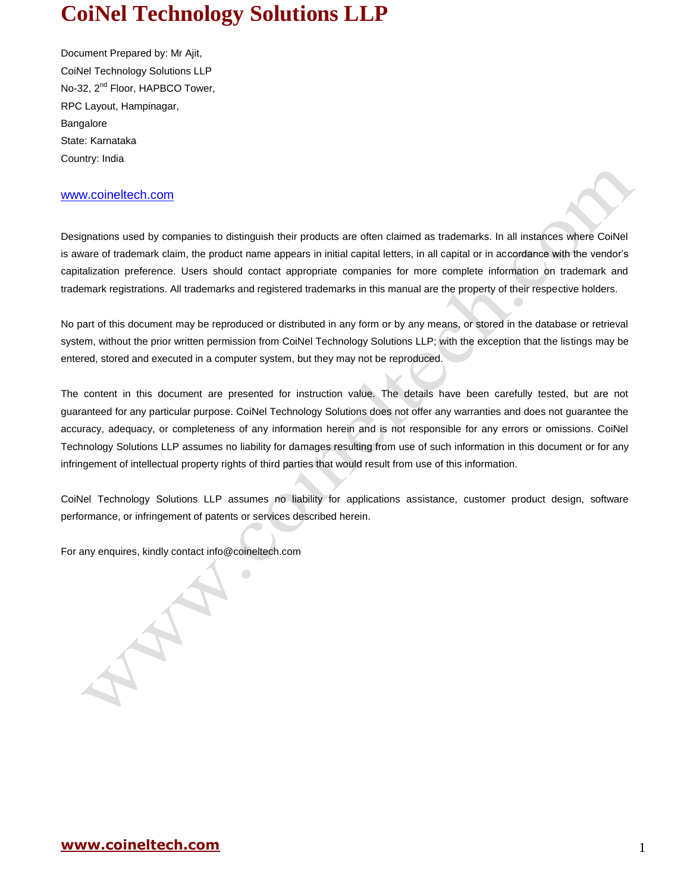# CoiNel Technology Solutions LLP

Document Prepared by: Mr Ajit,
CoiNel Technology Solutions LLP
No-32, 2nd Floor, HAPBCO Tower,
RPC Layout, Hampinagar,
Bangalore
State: Karnataka
Country: India

www.coineltech.com

Designations used by companies to distinguish their products are often claimed as trademarks. In all instances where CoiNel is aware of trademark claim, the product name appears in initial capital letters, in all capital or in accordance with the vendor's capitalization preference. Users should contact appropriate companies for more complete information on trademark and trademark registrations. All trademarks and registered trademarks in this manual are the property of their respective holders.

No part of this document may be reproduced or distributed in any form or by any means, or stored in the database or retrieval system, without the prior written permission from CoiNel Technology Solutions LLP; with the exception that the listings may be entered, stored and executed in a computer system, but they may not be reproduced.

The content in this document are presented for instruction value. The details have been carefully tested, but are not guaranteed for any particular purpose. CoiNel Technology Solutions does not offer any warranties and does not guarantee the accuracy, adequacy, or completeness of any information herein and is not responsible for any errors or omissions. CoiNel Technology Solutions LLP assumes no liability for damages resulting from use of such information in this document or for any infringement of intellectual property rights of third parties that would result from use of this information.

CoiNel Technology Solutions LLP assumes no liability for applications assistance, customer product design, software performance, or infringement of patents or services described herein.

For any enquires, kindly contact info@coineltech.com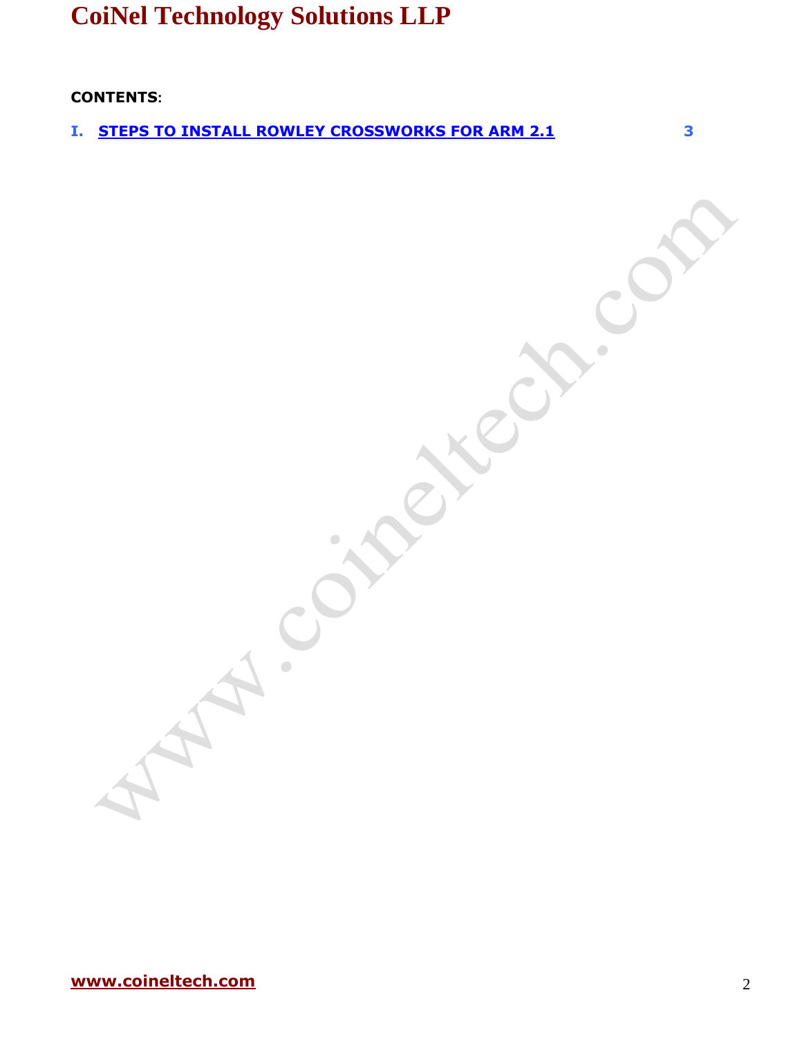**CONTENTS**:

I. STEPS TO INSTALL ROWLEY CROSSWORKS FOR ARM 2.1 — 3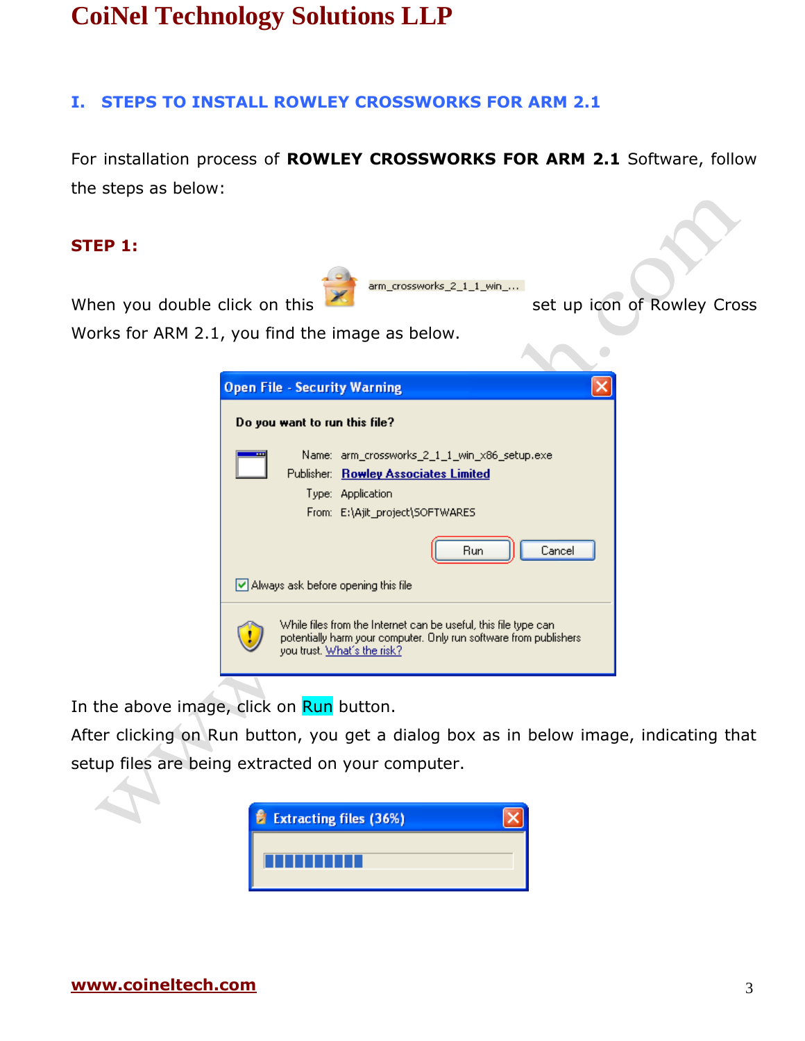## I. STEPS TO INSTALL ROWLEY CROSSWORKS FOR ARM 2.1

For installation process of **ROWLEY CROSSWORKS FOR ARM 2.1** Software, follow the steps as below:

### STEP 1:

When you double click on this arm_crossworks_2_1_1_win_... set up icon of Rowley Cross Works for ARM 2.1, you find the image as below.

In the above image, click on Run button.

After clicking on Run button, you get a dialog box as in below image, indicating that setup files are being extracted on your computer.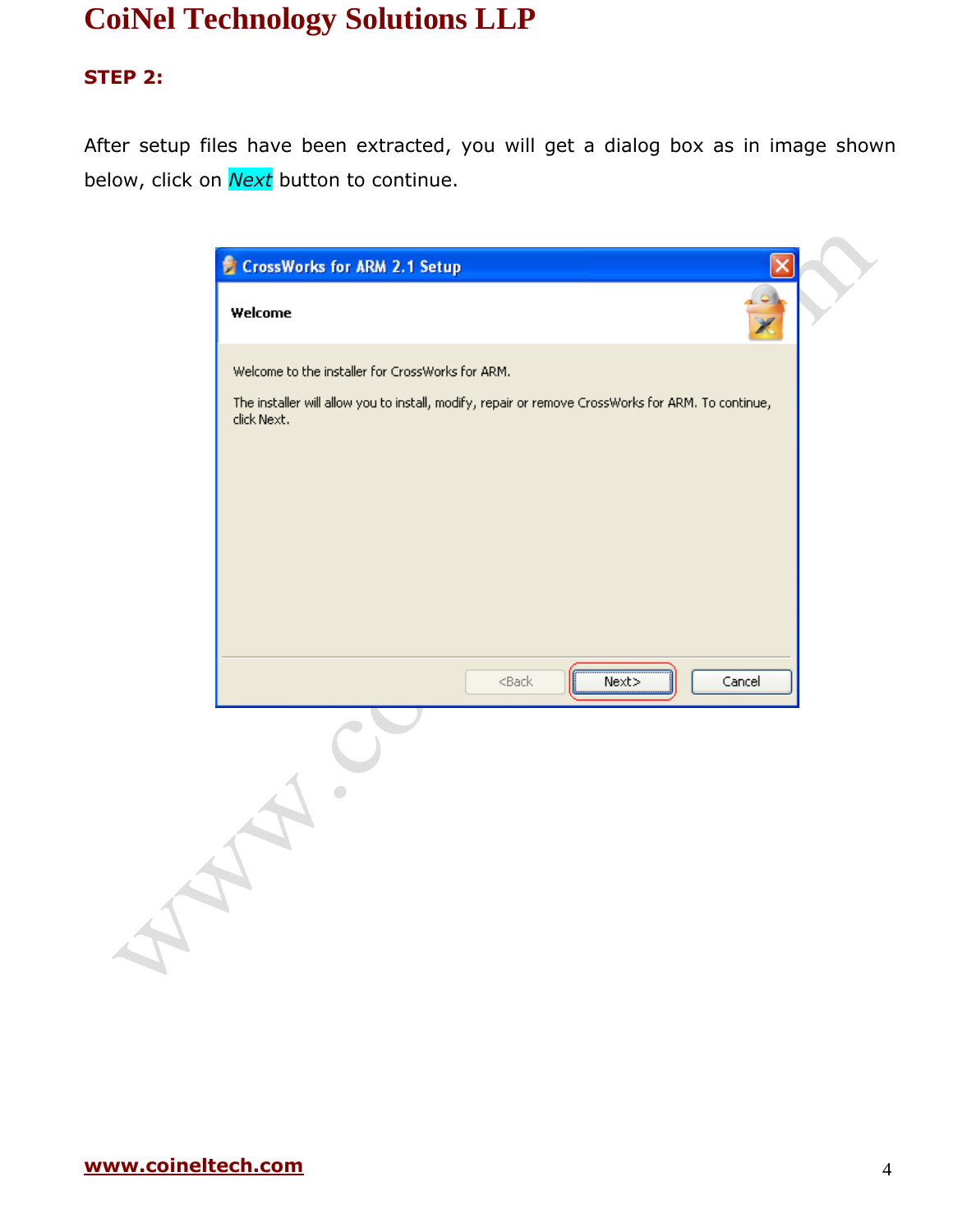### STEP 2:

After setup files have been extracted, you will get a dialog box as in image shown below, click on *Next* button to continue.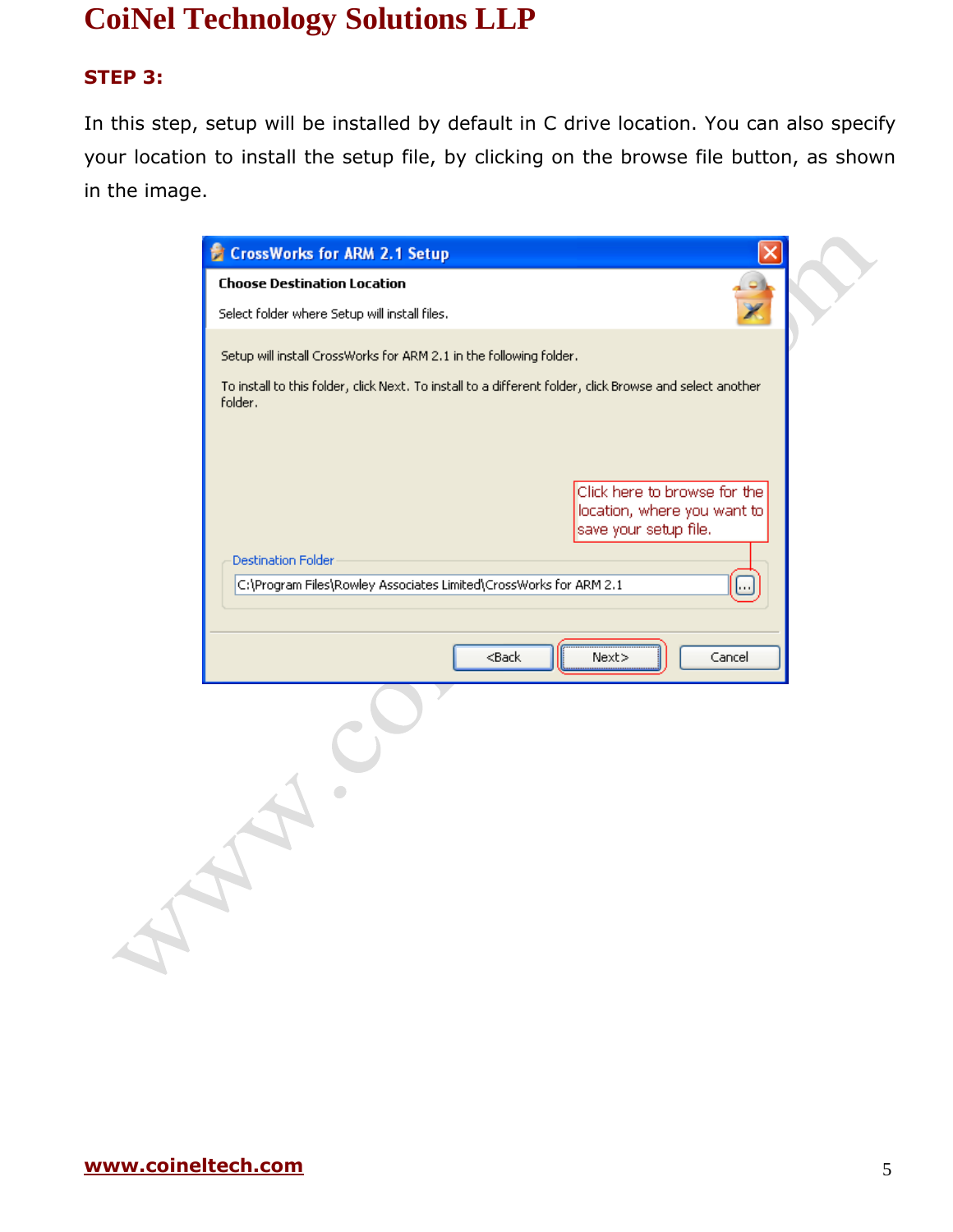**STEP 3:**

In this step, setup will be installed by default in C drive location. You can also specify your location to install the setup file, by clicking on the browse file button, as shown in the image.

CrossWorks for ARM 2.1 Setup

**Choose Destination Location**

Select folder where Setup will install files.

Setup will install CrossWorks for ARM 2.1 in the following folder.

To install to this folder, click Next. To install to a different folder, click Browse and select another folder.

Click here to browse for the location, where you want to save your setup file.

Destination Folder

C:\Program Files\Rowley Associates Limited\CrossWorks for ARM 2.1

<Back    Next>    Cancel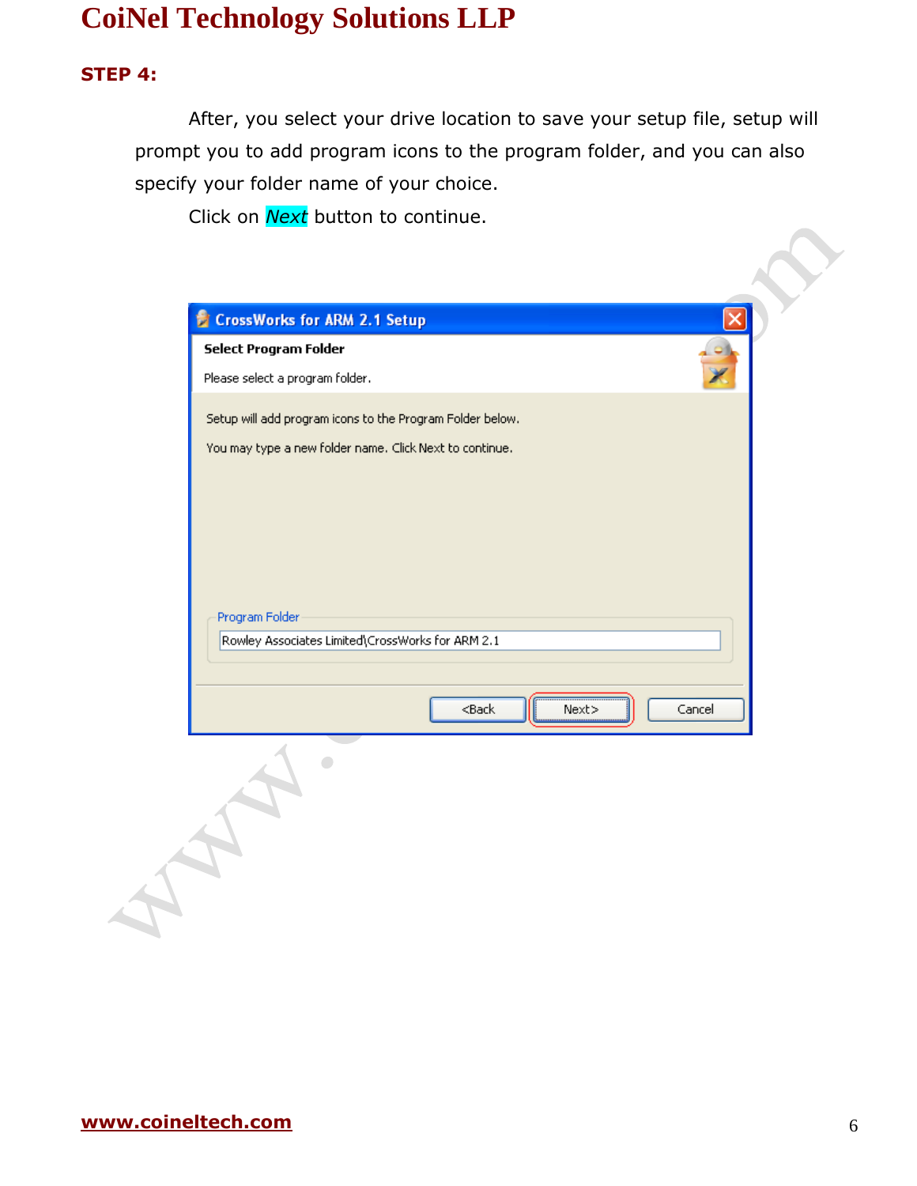**STEP 4:**

After, you select your drive location to save your setup file, setup will prompt you to add program icons to the program folder, and you can also specify your folder name of your choice.

Click on *Next* button to continue.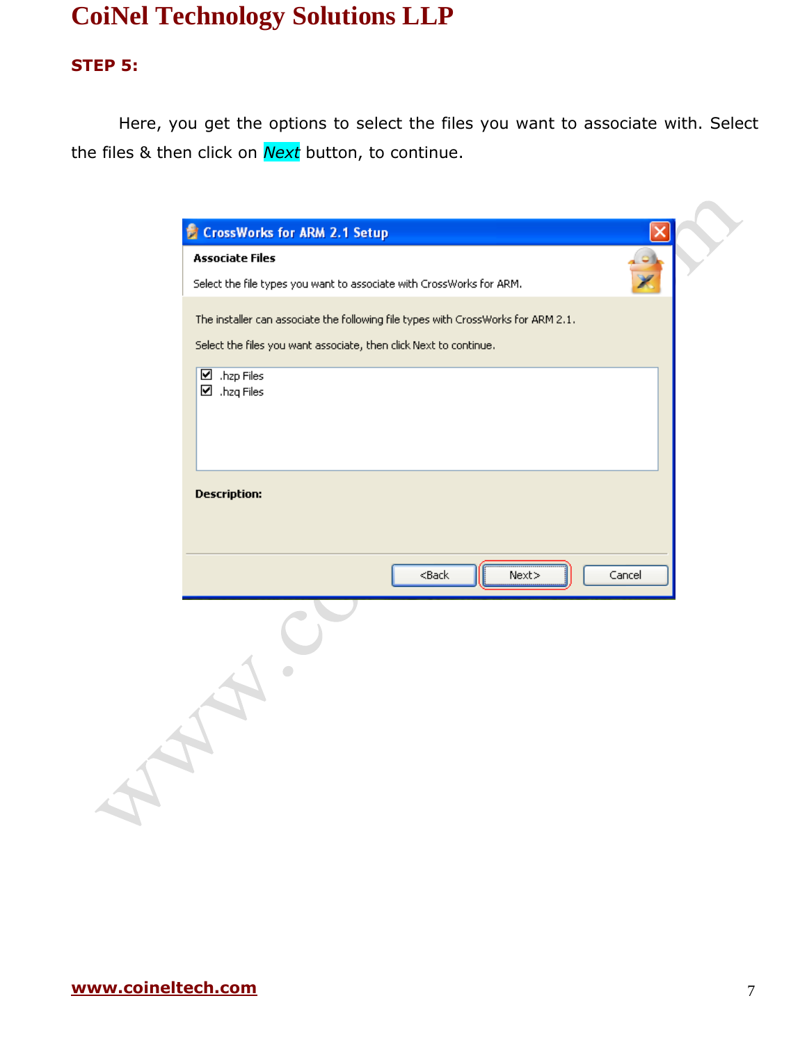**STEP 5:**

Here, you get the options to select the files you want to associate with. Select the files & then click on *Next* button, to continue.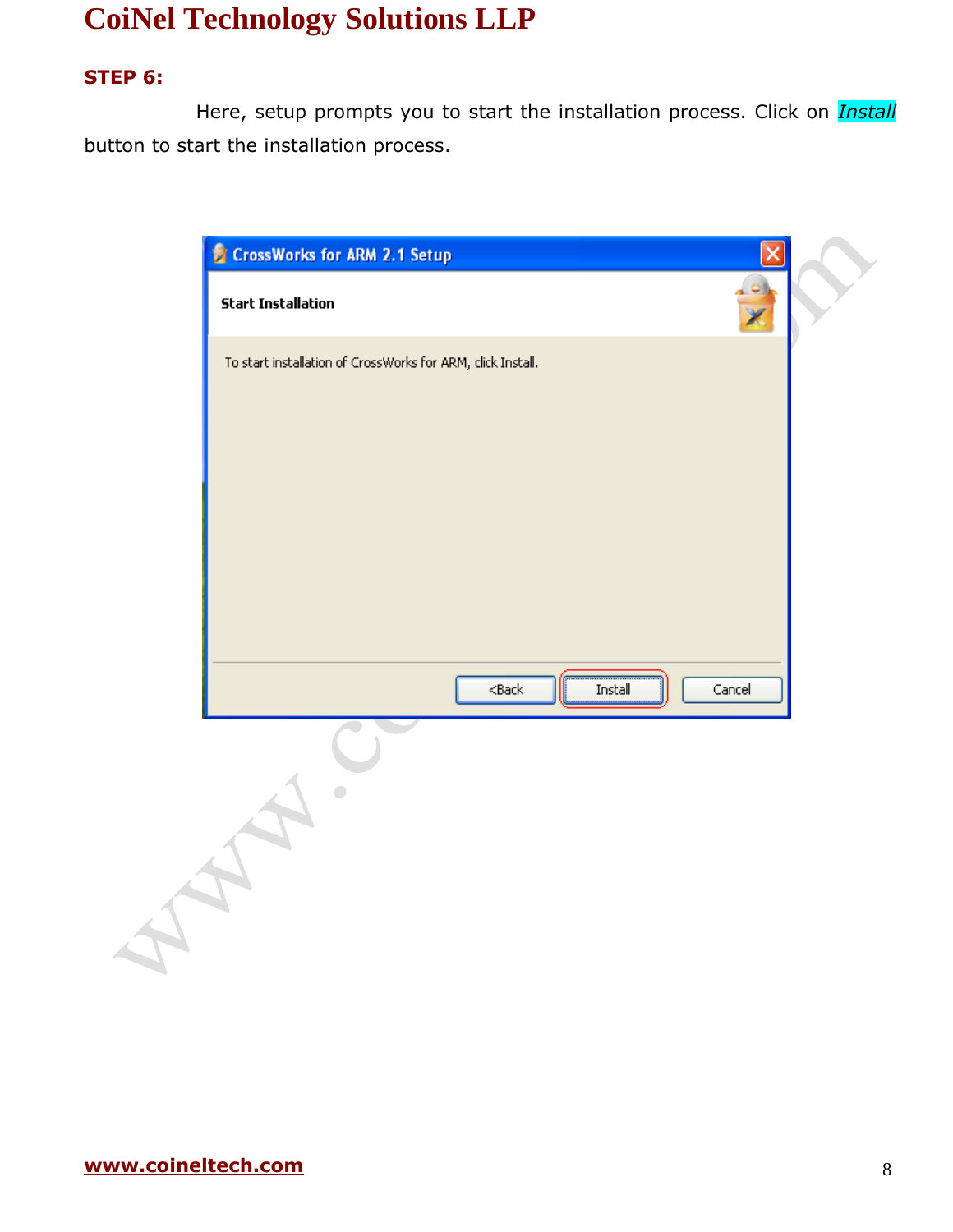**STEP 6:**

Here, setup prompts you to start the installation process. Click on *Install* button to start the installation process.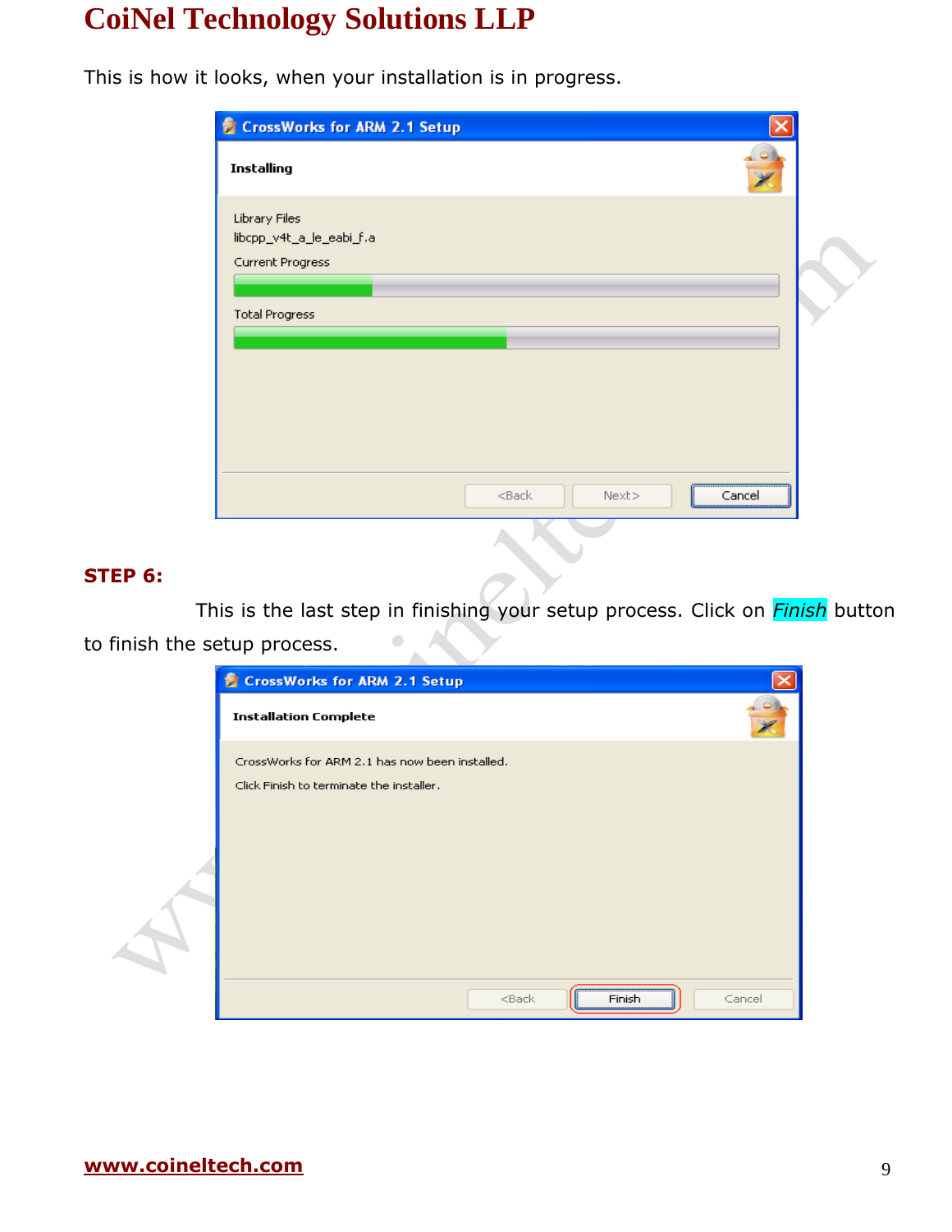This is how it looks, when your installation is in progress.

**STEP 6:**

This is the last step in finishing your setup process. Click on *Finish* button to finish the setup process.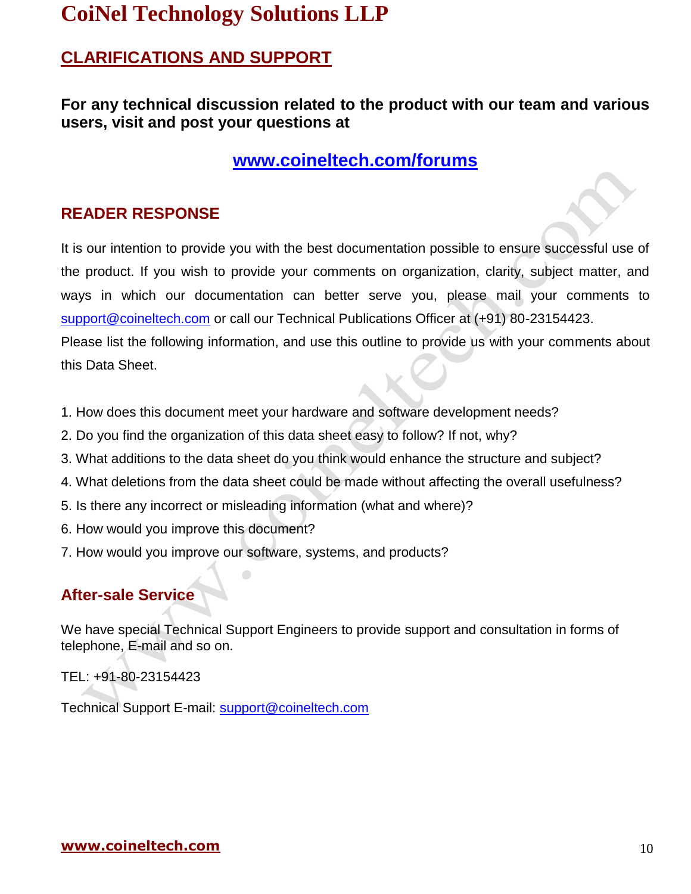# CoiNel Technology Solutions LLP

## CLARIFICATIONS AND SUPPORT

**For any technical discussion related to the product with our team and various users, visit and post your questions at**

**www.coineltech.com/forums**

## READER RESPONSE

It is our intention to provide you with the best documentation possible to ensure successful use of the product. If you wish to provide your comments on organization, clarity, subject matter, and ways in which our documentation can better serve you, please mail your comments to support@coineltech.com or call our Technical Publications Officer at (+91) 80-23154423.
Please list the following information, and use this outline to provide us with your comments about this Data Sheet.

1. How does this document meet your hardware and software development needs?
2. Do you find the organization of this data sheet easy to follow? If not, why?
3. What additions to the data sheet do you think would enhance the structure and subject?
4. What deletions from the data sheet could be made without affecting the overall usefulness?
5. Is there any incorrect or misleading information (what and where)?
6. How would you improve this document?
7. How would you improve our software, systems, and products?

## After-sale Service

We have special Technical Support Engineers to provide support and consultation in forms of telephone, E-mail and so on.

TEL: +91-80-23154423

Technical Support E-mail: support@coineltech.com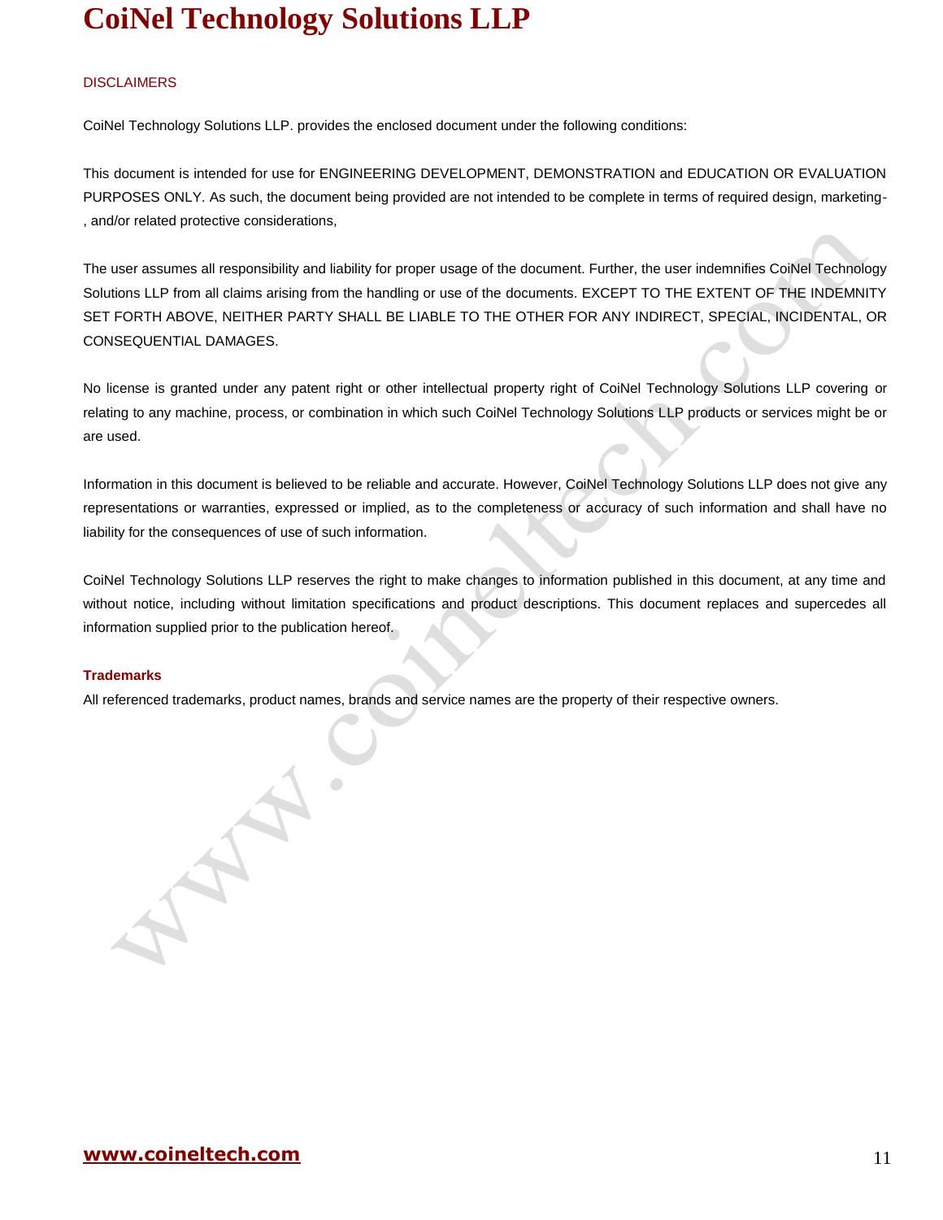# CoiNel Technology Solutions LLP

DISCLAIMERS

CoiNel Technology Solutions LLP. provides the enclosed document under the following conditions:

This document is intended for use for ENGINEERING DEVELOPMENT, DEMONSTRATION and EDUCATION OR EVALUATION PURPOSES ONLY. As such, the document being provided are not intended to be complete in terms of required design, marketing-, and/or related protective considerations,

The user assumes all responsibility and liability for proper usage of the document. Further, the user indemnifies CoiNel Technology Solutions LLP from all claims arising from the handling or use of the documents. EXCEPT TO THE EXTENT OF THE INDEMNITY SET FORTH ABOVE, NEITHER PARTY SHALL BE LIABLE TO THE OTHER FOR ANY INDIRECT, SPECIAL, INCIDENTAL, OR CONSEQUENTIAL DAMAGES.

No license is granted under any patent right or other intellectual property right of CoiNel Technology Solutions LLP covering or relating to any machine, process, or combination in which such CoiNel Technology Solutions LLP products or services might be or are used.

Information in this document is believed to be reliable and accurate. However, CoiNel Technology Solutions LLP does not give any representations or warranties, expressed or implied, as to the completeness or accuracy of such information and shall have no liability for the consequences of use of such information.

CoiNel Technology Solutions LLP reserves the right to make changes to information published in this document, at any time and without notice, including without limitation specifications and product descriptions. This document replaces and supercedes all information supplied prior to the publication hereof.

**Trademarks**

All referenced trademarks, product names, brands and service names are the property of their respective owners.